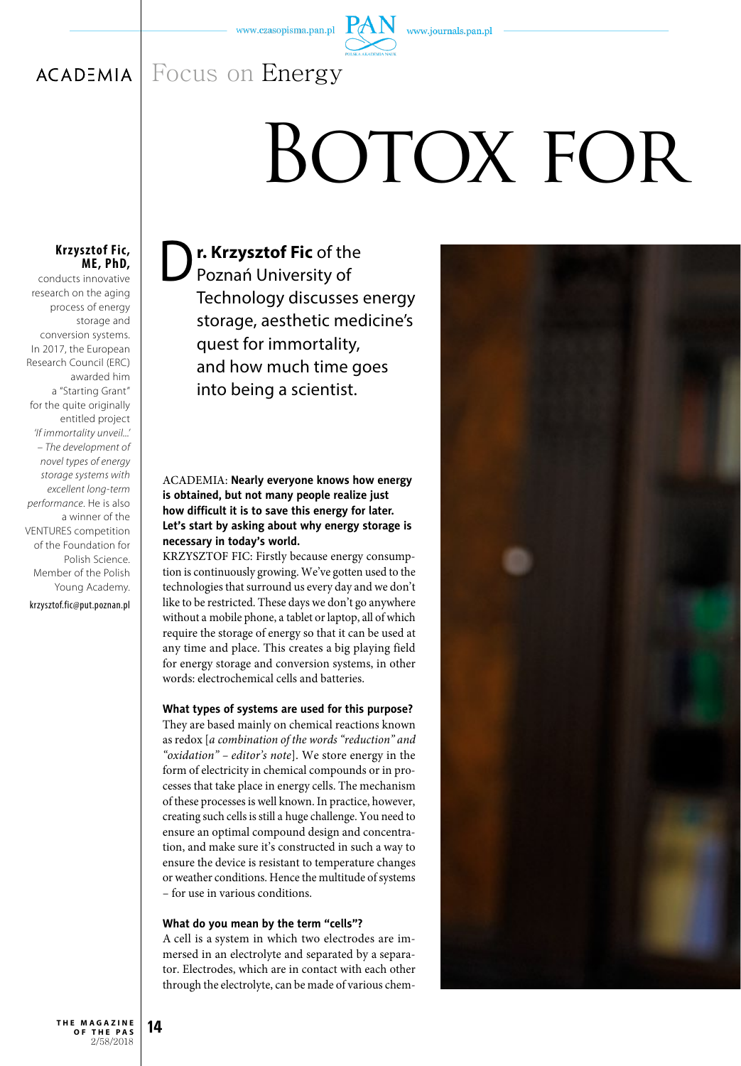# BOTOX FOR

**Krzysztof Fic, ME, PhD,** conducts innovative research on the aging process of energy storage and conversion systems. In 2017, the European Research Council (ERC) awarded him a "Starting Grant" for the quite originally entitled project *'If immortality unveil...' – The development of novel types of energy storage systems with excellent long-term performance.* He is also a winner of the VENTURES competition of the Foundation for Polish Science. Member of the Polish Young Academy.

krzysztof.fic@put.poznan.pl

**Dr. Krzysztof Fic** of the Poznań University of Technology discusses energy storage, aesthetic medicine's quest for immortality, and how much time goes into being a scientist.

ACADEMIA: **Nearly everyone knows how energy is obtained, but not many people realize just how difficult it is to save this energy for later. Let's start by asking about why energy storage is necessary in today's world.**

KRZYSZTOF FIC: Firstly because energy consumption is continuously growing. We've gotten used to the technologies that surround us every day and we don't like to be restricted. These days we don't go anywhere without a mobile phone, a tablet or laptop, all of which require the storage of energy so that it can be used at any time and place. This creates a big playing field for energy storage and conversion systems, in other words: electrochemical cells and batteries.

**What types of systems are used for this purpose?**

They are based mainly on chemical reactions known as redox [*a combination of the words "reduction" and "oxidation" – editor's note*]. We store energy in the form of electricity in chemical compounds or in processes that take place in energy cells. The mechanism of these processes is well known. In practice, however, creating such cells is still a huge challenge. You need to ensure an optimal compound design and concentration, and make sure it's constructed in such a way to ensure the device is resistant to temperature changes or weather conditions. Hence the multitude of systems – for use in various conditions.

**What do you mean by the term "cells"?**

A cell is a system in which two electrodes are immersed in an electrolyte and separated by a separator. Electrodes, which are in contact with each other through the electrolyte, can be made of various chem-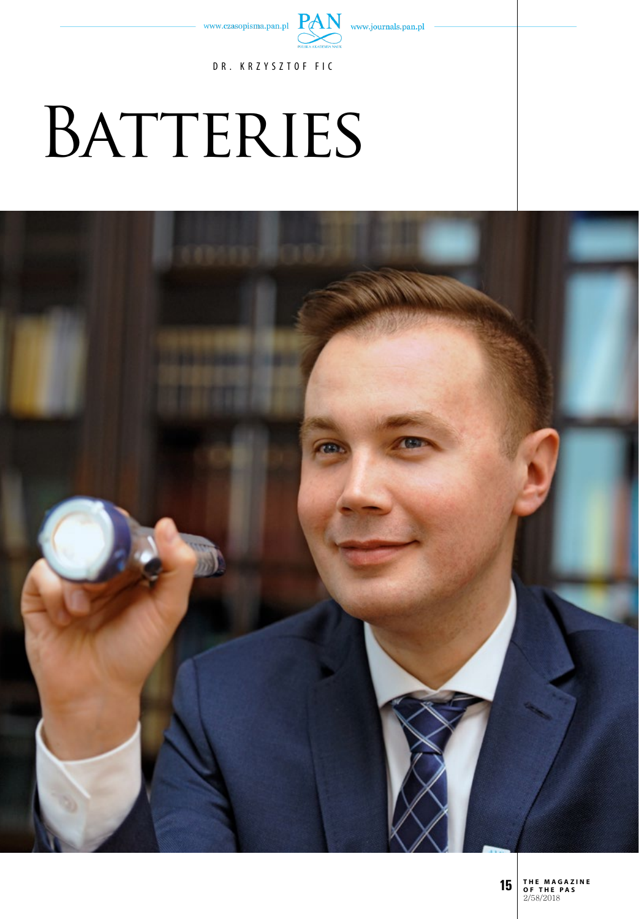DR. KRZYSZTOF FIC

# BATTERIES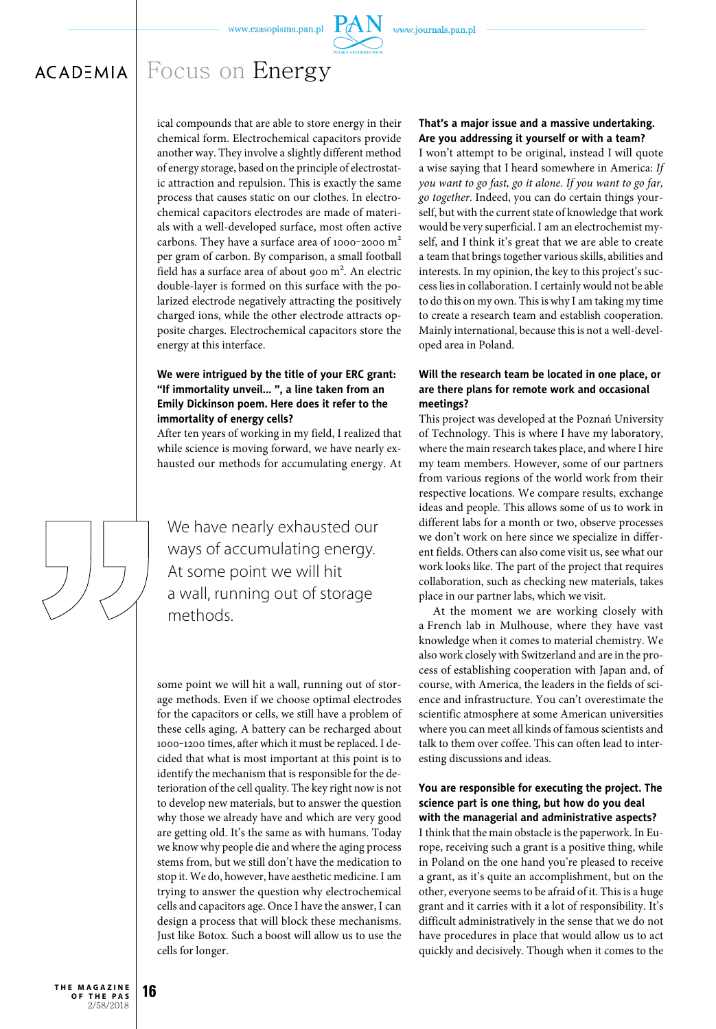ical compounds that are able to store energy in their chemical form. Electrochemical capacitors provide another way. They involve a slightly different method of energy storage, based on the principle of electrostatic attraction and repulsion. This is exactly the same process that causes static on our clothes. In electrochemical capacitors electrodes are made of materials with a well-developed surface, most often active carbons. They have a surface area of 1000–2000 $m^2$ per gram of carbon. By comparison, a small football field has a surface area of about 900 $m^2$. An electric double-layer is formed on this surface with the polarized electrode negatively attracting the positively charged ions, while the other electrode attracts opposite charges. Electrochemical capacitors store the energy at this interface.

**We were intrigued by the title of your ERC grant: "If immortality unveil… ", a line taken from an Emily Dickinson poem. Here does it refer to the immortality of energy cells?**

After ten years of working in my field, I realized that while science is moving forward, we have nearly exhausted our methods for accumulating energy. At some point we will hit a wall, running out of storage methods. Even if we choose optimal electrodes for the capacitors or cells, we still have a problem of these cells aging. A battery can be recharged about 1000–1200 times, after which it must be replaced. I decided that what is most important at this point is to identify the mechanism that is responsible for the deterioration of the cell quality. The key right now is not to develop new materials, but to answer the question why those we already have and which are very good are getting old. It's the same as with humans. Today we know why people die and where the aging process stems from, but we still don't have the medication to stop it. We do, however, have aesthetic medicine. I am trying to answer the question why electrochemical cells and capacitors age. Once I have the answer, I can design a process that will block these mechanisms. Just like Botox. Such a boost will allow us to use the cells for longer.

> We have nearly exhausted our ways of accumulating energy. At some point we will hit a wall, running out of storage methods.

**That's a major issue and a massive undertaking. Are you addressing it yourself or with a team?**

I won't attempt to be original, instead I will quote a wise saying that I heard somewhere in America: *If you want to go fast, go it alone. If you want to go far, go together*. Indeed, you can do certain things yourself, but with the current state of knowledge that work would be very superficial. I am an electrochemist myself, and I think it's great that we are able to create a team that brings together various skills, abilities and interests. In my opinion, the key to this project's success lies in collaboration. I certainly would not be able to do this on my own. This is why I am taking my time to create a research team and establish cooperation. Mainly international, because this is not a well-developed area in Poland.

**Will the research team be located in one place, or are there plans for remote work and occasional meetings?**

This project was developed at the Poznań University of Technology. This is where I have my laboratory, where the main research takes place, and where I hire my team members. However, some of our partners from various regions of the world work from their respective locations. We compare results, exchange ideas and people. This allows some of us to work in different labs for a month or two, observe processes we don't work on here since we specialize in different fields. Others can also come visit us, see what our work looks like. The part of the project that requires collaboration, such as checking new materials, takes place in our partner labs, which we visit.

At the moment we are working closely with a French lab in Mulhouse, where they have vast knowledge when it comes to material chemistry. We also work closely with Switzerland and are in the process of establishing cooperation with Japan and, of course, with America, the leaders in the fields of science and infrastructure. You can't overestimate the scientific atmosphere at some American universities where you can meet all kinds of famous scientists and talk to them over coffee. This can often lead to interesting discussions and ideas.

**You are responsible for executing the project. The science part is one thing, but how do you deal with the managerial and administrative aspects?**

I think that the main obstacle is the paperwork. In Europe, receiving such a grant is a positive thing, while in Poland on the one hand you're pleased to receive a grant, as it's quite an accomplishment, but on the other, everyone seems to be afraid of it. This is a huge grant and it carries with it a lot of responsibility. It's difficult administratively in the sense that we do not have procedures in place that would allow us to act quickly and decisively. Though when it comes to the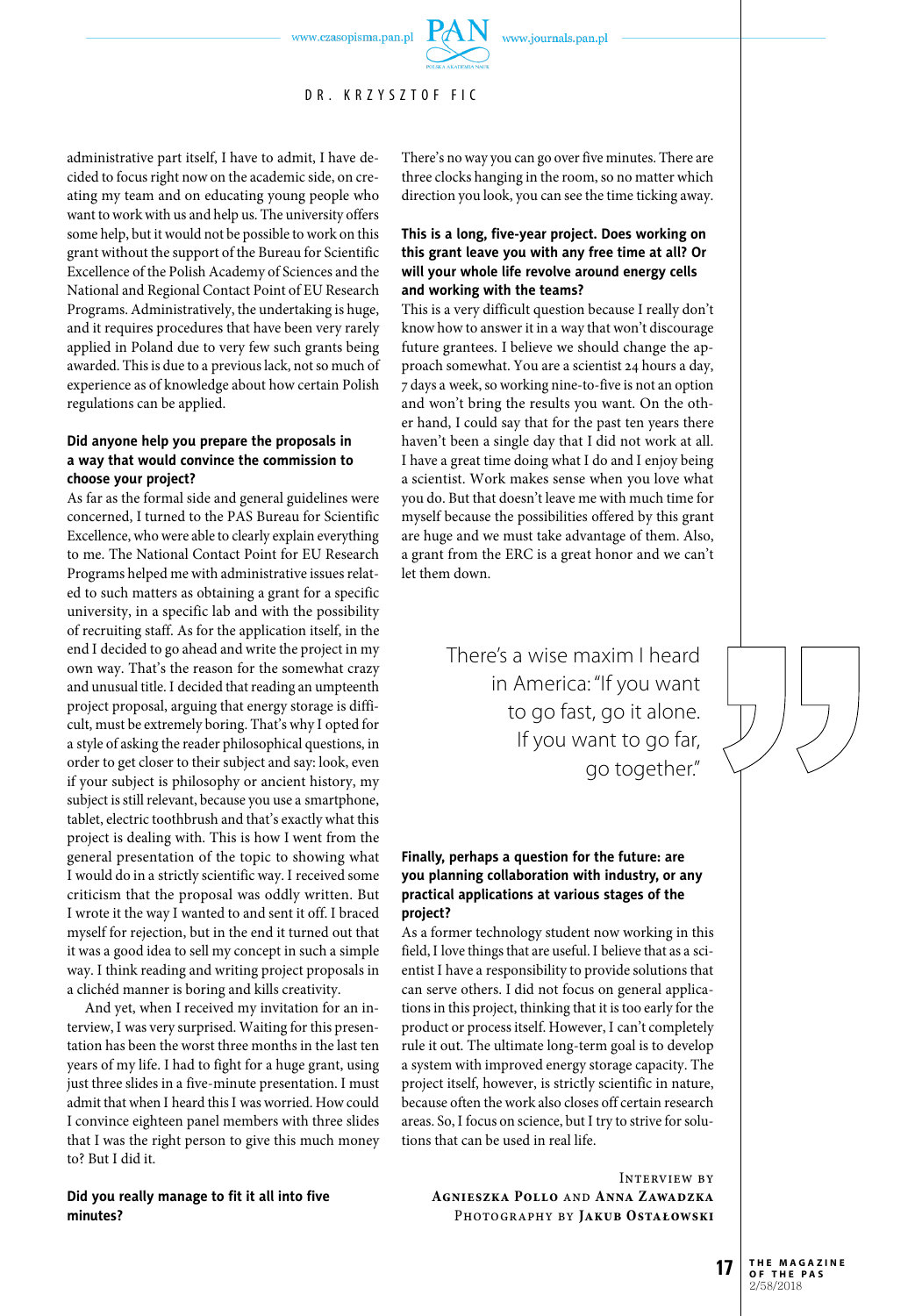administrative part itself, I have to admit, I have decided to focus right now on the academic side, on creating my team and on educating young people who want to work with us and help us. The university offers some help, but it would not be possible to work on this grant without the support of the Bureau for Scientific Excellence of the Polish Academy of Sciences and the National and Regional Contact Point of EU Research Programs. Administratively, the undertaking is huge, and it requires procedures that have been very rarely applied in Poland due to very few such grants being awarded. This is due to a previous lack, not so much of experience as of knowledge about how certain Polish regulations can be applied.

**Did anyone help you prepare the proposals in a way that would convince the commission to choose your project?**

As far as the formal side and general guidelines were concerned, I turned to the PAS Bureau for Scientific Excellence, who were able to clearly explain everything to me. The National Contact Point for EU Research Programs helped me with administrative issues related to such matters as obtaining a grant for a specific university, in a specific lab and with the possibility of recruiting staff. As for the application itself, in the end I decided to go ahead and write the project in my own way. That's the reason for the somewhat crazy and unusual title. I decided that reading an umpteenth project proposal, arguing that energy storage is difficult, must be extremely boring. That's why I opted for a style of asking the reader philosophical questions, in order to get closer to their subject and say: look, even if your subject is philosophy or ancient history, my subject is still relevant, because you use a smartphone, tablet, electric toothbrush and that's exactly what this project is dealing with. This is how I went from the general presentation of the topic to showing what I would do in a strictly scientific way. I received some criticism that the proposal was oddly written. But I wrote it the way I wanted to and sent it off. I braced myself for rejection, but in the end it turned out that it was a good idea to sell my concept in such a simple way. I think reading and writing project proposals in a clichéd manner is boring and kills creativity.

And yet, when I received my invitation for an interview, I was very surprised. Waiting for this presentation has been the worst three months in the last ten years of my life. I had to fight for a huge grant, using just three slides in a five-minute presentation. I must admit that when I heard this I was worried. How could I convince eighteen panel members with three slides that I was the right person to give this much money to? But I did it.

**Did you really manage to fit it all into five minutes?**

There's no way you can go over five minutes. There are three clocks hanging in the room, so no matter which direction you look, you can see the time ticking away.

**This is a long, five-year project. Does working on this grant leave you with any free time at all? Or will your whole life revolve around energy cells and working with the teams?**

This is a very difficult question because I really don't know how to answer it in a way that won't discourage future grantees. I believe we should change the approach somewhat. You are a scientist 24 hours a day, 7 days a week, so working nine-to-five is not an option and won't bring the results you want. On the other hand, I could say that for the past ten years there haven't been a single day that I did not work at all. I have a great time doing what I do and I enjoy being a scientist. Work makes sense when you love what you do. But that doesn't leave me with much time for myself because the possibilities offered by this grant are huge and we must take advantage of them. Also, a grant from the ERC is a great honor and we can't let them down.

> There's a wise maxim I heard in America: "If you want to go fast, go it alone. If you want to go far, go together."

**Finally, perhaps a question for the future: are you planning collaboration with industry, or any practical applications at various stages of the project?**

As a former technology student now working in this field, I love things that are useful. I believe that as a scientist I have a responsibility to provide solutions that can serve others. I did not focus on general applications in this project, thinking that it is too early for the product or process itself. However, I can't completely rule it out. The ultimate long-term goal is to develop a system with improved energy storage capacity. The project itself, however, is strictly scientific in nature, because often the work also closes off certain research areas. So, I focus on science, but I try to strive for solutions that can be used in real life.

Interview by
**Agnieszka Pollo and Anna Zawadzka**
Photography by **Jakub Ostałowski**